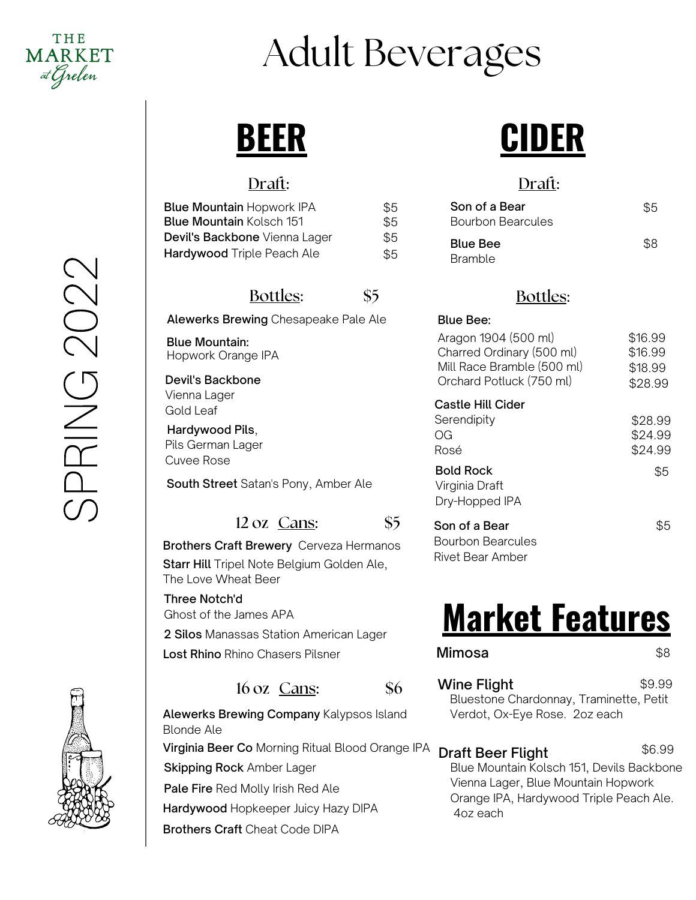THE MARKET at Grelen

# Adult Beverages

SPRING 2022

## BEER

### Draft:

| Item | Price |
|---|---|
| **Blue Mountain** Hopwork IPA | $5 |
| **Blue Mountain** Kolsch 151 | $5 |
| **Devil's Backbone** Vienna Lager | $5 |
| **Hardywood** Triple Peach Ale | $5 |

### Bottles: $5

**Alewerks Brewing** Chesapeake Pale Ale

**Blue Mountain:**
Hopwork Orange IPA

**Devil's Backbone**
Vienna Lager
Gold Leaf

**Hardywood Pils**,
Pils German Lager
Cuvee Rose

**South Street** Satan's Pony, Amber Ale

### 12 oz Cans: $5

**Brothers Craft Brewery** Cerveza Hermanos

**Starr Hill** Tripel Note Belgium Golden Ale,
The Love Wheat Beer

**Three Notch'd**
Ghost of the James APA

**2 Silos** Manassas Station American Lager

**Lost Rhino** Rhino Chasers Pilsner

### 16 oz Cans: $6

**Alewerks Brewing Company** Kalypsos Island Blonde Ale

**Virginia Beer Co** Morning Ritual Blood Orange IPA

**Skipping Rock** Amber Lager

**Pale Fire** Red Molly Irish Red Ale

**Hardywood** Hopkeeper Juicy Hazy DIPA

**Brothers Craft** Cheat Code DIPA

## CIDER

### Draft:

| Item | Price |
|---|---|
| **Son of a Bear** Bourbon Bearcules | $5 |
| **Blue Bee** Bramble | $8 |

### Bottles:

**Blue Bee:**

| Item | Price |
|---|---|
| Aragon 1904 (500 ml) | $16.99 |
| Charred Ordinary (500 ml) | $16.99 |
| Mill Race Bramble (500 ml) | $18.99 |
| Orchard Potluck (750 ml) | $28.99 |

**Castle Hill Cider**

| Item | Price |
|---|---|
| Serendipity | $28.99 |
| OG | $24.99 |
| Rosé | $24.99 |

**Bold Rock** — $5
Virginia Draft
Dry-Hopped IPA

**Son of a Bear** — $5
Bourbon Bearcules
Rivet Bear Amber

## Market Features

**Mimosa** — $8

**Wine Flight** — $9.99
Bluestone Chardonnay, Traminette, Petit Verdot, Ox-Eye Rose. 2oz each

**Draft Beer Flight** — $6.99
Blue Mountain Kolsch 151, Devils Backbone Vienna Lager, Blue Mountain Hopwork Orange IPA, Hardywood Triple Peach Ale. 4oz each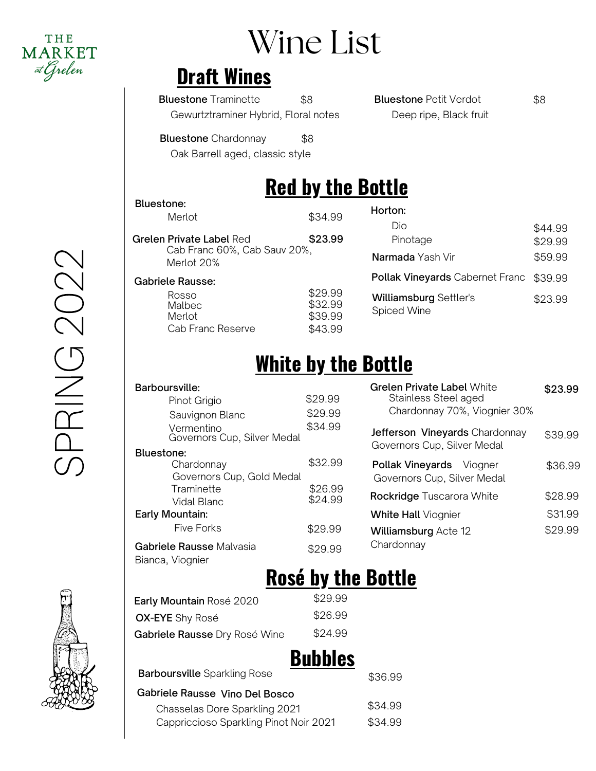THE MARKET at Grelen

SPRING 2022

# Wine List

## Draft Wines

**Bluestone** Traminette $8
Gewurtztraminer Hybrid, Floral notes

**Bluestone** Chardonnay $8
Oak Barrell aged, classic style

**Bluestone** Petit Verdot $8
Deep ripe, Black fruit

## Red by the Bottle

**Bluestone:**
- Merlot $34.99

**Grelen Private Label** Red **$23.99**
Cab Franc 60%, Cab Sauv 20%, Merlot 20%

**Gabriele Rausse:**
- Rosso $29.99
- Malbec $32.99
- Merlot $39.99
- Cab Franc Reserve $43.99

**Horton:**
- Dio $44.99
- Pinotage $29.99

**Narmada** Yash Vir $59.99

**Pollak Vineyards** Cabernet Franc $39.99

**Williamsburg** Settler's Spiced Wine $23.99

## White by the Bottle

**Barboursville:**
- Pinot Grigio $29.99
- Sauvignon Blanc $29.99
- Vermentino $34.99
  Governors Cup, Silver Medal

**Bluestone:**
- Chardonnay $32.99
  Governors Cup, Gold Medal
- Traminette $26.99
- Vidal Blanc $24.99

**Early Mountain:**
- Five Forks $29.99

**Gabriele Rausse** Malvasia Bianca, Viognier $29.99

**Grelen Private Label** White **$23.99**
Stainless Steel aged
Chardonnay 70%, Viognier 30%

**Jefferson Vineyards** Chardonnay $39.99
Governors Cup, Silver Medal

**Pollak Vineyards** Viogner $36.99
Governors Cup, Silver Medal

**Rockridge** Tuscarora White $28.99

**White Hall** Viognier $31.99

**Williamsburg** Acte 12 Chardonnay $29.99

## Rosé by the Bottle

**Early Mountain** Rosé 2020 $29.99

**OX-EYE** Shy Rosé $26.99

**Gabriele Rausse** Dry Rosé Wine $24.99

## Bubbles

**Barboursville** Sparkling Rose $36.99

**Gabriele Rausse Vino Del Bosco**
- Chasselas Dore Sparkling 2021 $34.99
- Cappriccioso Sparkling Pinot Noir 2021 $34.99